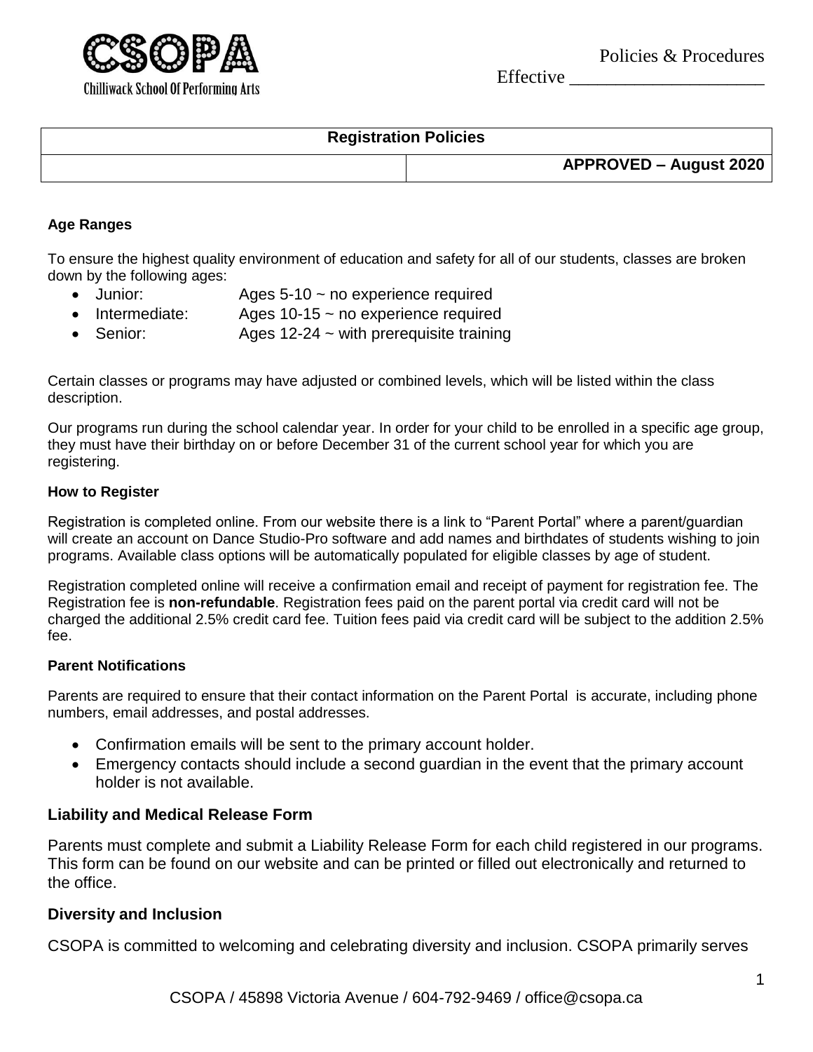**CSOPA**
Chilliwack School Of Performing Arts

Policies & Procedures
Effective ____________________

| Registration Policies | |
|---|---|
| | **APPROVED – August 2020** |

#### Age Ranges

To ensure the highest quality environment of education and safety for all of our students, classes are broken down by the following ages:

- Junior: Ages 5-10 ~ no experience required
- Intermediate: Ages 10-15 ~ no experience required
- Senior: Ages 12-24 ~ with prerequisite training

Certain classes or programs may have adjusted or combined levels, which will be listed within the class description.

Our programs run during the school calendar year. In order for your child to be enrolled in a specific age group, they must have their birthday on or before December 31 of the current school year for which you are registering.

#### How to Register

Registration is completed online. From our website there is a link to "Parent Portal" where a parent/guardian will create an account on Dance Studio-Pro software and add names and birthdates of students wishing to join programs. Available class options will be automatically populated for eligible classes by age of student.

Registration completed online will receive a confirmation email and receipt of payment for registration fee. The Registration fee is **non-refundable**. Registration fees paid on the parent portal via credit card will not be charged the additional 2.5% credit card fee. Tuition fees paid via credit card will be subject to the addition 2.5% fee.

#### Parent Notifications

Parents are required to ensure that their contact information on the Parent Portal is accurate, including phone numbers, email addresses, and postal addresses.

- Confirmation emails will be sent to the primary account holder.
- Emergency contacts should include a second guardian in the event that the primary account holder is not available.

### Liability and Medical Release Form

Parents must complete and submit a Liability Release Form for each child registered in our programs. This form can be found on our website and can be printed or filled out electronically and returned to the office.

### Diversity and Inclusion

CSOPA is committed to welcoming and celebrating diversity and inclusion. CSOPA primarily serves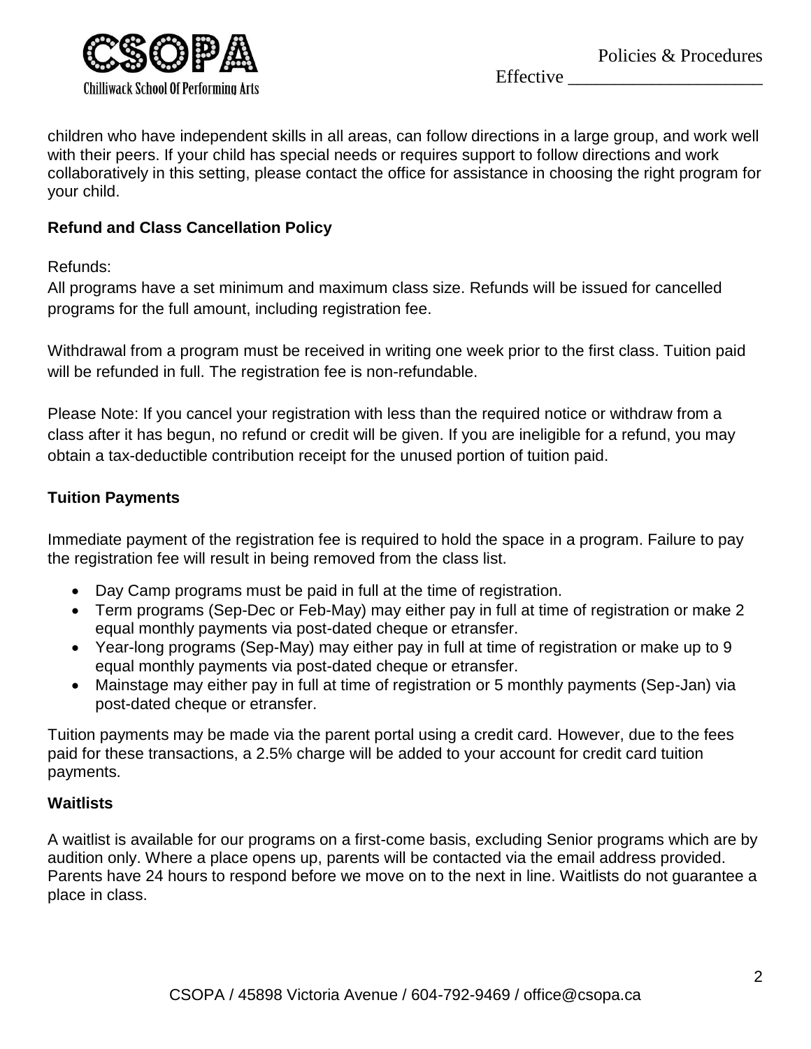children who have independent skills in all areas, can follow directions in a large group, and work well with their peers. If your child has special needs or requires support to follow directions and work collaboratively in this setting, please contact the office for assistance in choosing the right program for your child.

**Refund and Class Cancellation Policy**

Refunds:
All programs have a set minimum and maximum class size. Refunds will be issued for cancelled programs for the full amount, including registration fee.

Withdrawal from a program must be received in writing one week prior to the first class. Tuition paid will be refunded in full. The registration fee is non-refundable.

Please Note: If you cancel your registration with less than the required notice or withdraw from a class after it has begun, no refund or credit will be given. If you are ineligible for a refund, you may obtain a tax-deductible contribution receipt for the unused portion of tuition paid.

**Tuition Payments**

Immediate payment of the registration fee is required to hold the space in a program. Failure to pay the registration fee will result in being removed from the class list.

- Day Camp programs must be paid in full at the time of registration.
- Term programs (Sep-Dec or Feb-May) may either pay in full at time of registration or make 2 equal monthly payments via post-dated cheque or etransfer.
- Year-long programs (Sep-May) may either pay in full at time of registration or make up to 9 equal monthly payments via post-dated cheque or etransfer.
- Mainstage may either pay in full at time of registration or 5 monthly payments (Sep-Jan) via post-dated cheque or etransfer.

Tuition payments may be made via the parent portal using a credit card. However, due to the fees paid for these transactions, a 2.5% charge will be added to your account for credit card tuition payments.

**Waitlists**

A waitlist is available for our programs on a first-come basis, excluding Senior programs which are by audition only. Where a place opens up, parents will be contacted via the email address provided. Parents have 24 hours to respond before we move on to the next in line. Waitlists do not guarantee a place in class.